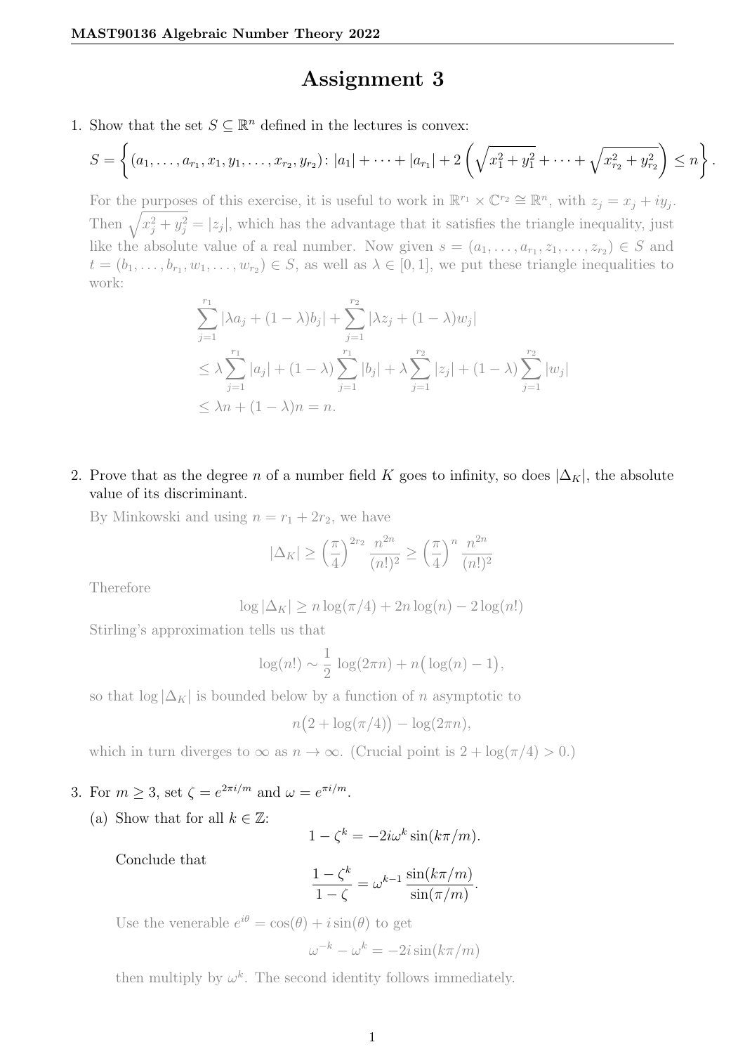# Assignment 3

1. Show that the set $S \subseteq \mathbb{R}^n$ defined in the lectures is convex:

$$S = \left\{ (a_1, \dots, a_{r_1}, x_1, y_1, \dots, x_{r_2}, y_{r_2}) \colon |a_1| + \cdots + |a_{r_1}| + 2\left(\sqrt{x_1^2 + y_1^2} + \cdots + \sqrt{x_{r_2}^2 + y_{r_2}^2}\right) \leq n \right\}.$$

For the purposes of this exercise, it is useful to work in $\mathbb{R}^{r_1} \times \mathbb{C}^{r_2} \cong \mathbb{R}^n$, with $z_j = x_j + iy_j$. Then $\sqrt{x_j^2 + y_j^2} = |z_j|$, which has the advantage that it satisfies the triangle inequality, just like the absolute value of a real number. Now given $s = (a_1, \dots, a_{r_1}, z_1, \dots, z_{r_2}) \in S$ and $t = (b_1, \dots, b_{r_1}, w_1, \dots, w_{r_2}) \in S$, as well as $\lambda \in [0, 1]$, we put these triangle inequalities to work:

$$\begin{aligned}
&\sum_{j=1}^{r_1} |\lambda a_j + (1-\lambda) b_j| + \sum_{j=1}^{r_2} |\lambda z_j + (1-\lambda) w_j| \\
&\leq \lambda \sum_{j=1}^{r_1} |a_j| + (1-\lambda) \sum_{j=1}^{r_1} |b_j| + \lambda \sum_{j=1}^{r_2} |z_j| + (1-\lambda) \sum_{j=1}^{r_2} |w_j| \\
&\leq \lambda n + (1-\lambda) n = n.
\end{aligned}$$

2. Prove that as the degree $n$ of a number field $K$ goes to infinity, so does $|\Delta_K|$, the absolute value of its discriminant.

By Minkowski and using $n = r_1 + 2r_2$, we have

$$|\Delta_K| \geq \left(\frac{\pi}{4}\right)^{2r_2} \frac{n^{2n}}{(n!)^2} \geq \left(\frac{\pi}{4}\right)^{n} \frac{n^{2n}}{(n!)^2}$$

Therefore

$$\log |\Delta_K| \geq n \log(\pi/4) + 2n \log(n) - 2\log(n!)$$

Stirling's approximation tells us that

$$\log(n!) \sim \frac{1}{2} \log(2\pi n) + n\big(\log(n) - 1\big),$$

so that $\log |\Delta_K|$ is bounded below by a function of $n$ asymptotic to

$$n\big(2 + \log(\pi/4)\big) - \log(2\pi n),$$

which in turn diverges to $\infty$ as $n \to \infty$. (Crucial point is $2 + \log(\pi/4) > 0$.)

3. For $m \geq 3$, set $\zeta = e^{2\pi i/m}$ and $\omega = e^{\pi i/m}$.

   (a) Show that for all $k \in \mathbb{Z}$:

$$1 - \zeta^k = -2i\omega^k \sin(k\pi/m).$$

   Conclude that

$$\frac{1 - \zeta^k}{1 - \zeta} = \omega^{k-1} \frac{\sin(k\pi/m)}{\sin(\pi/m)}.$$

   Use the venerable $e^{i\theta} = \cos(\theta) + i\sin(\theta)$ to get

$$\omega^{-k} - \omega^k = -2i \sin(k\pi/m)$$

   then multiply by $\omega^k$. The second identity follows immediately.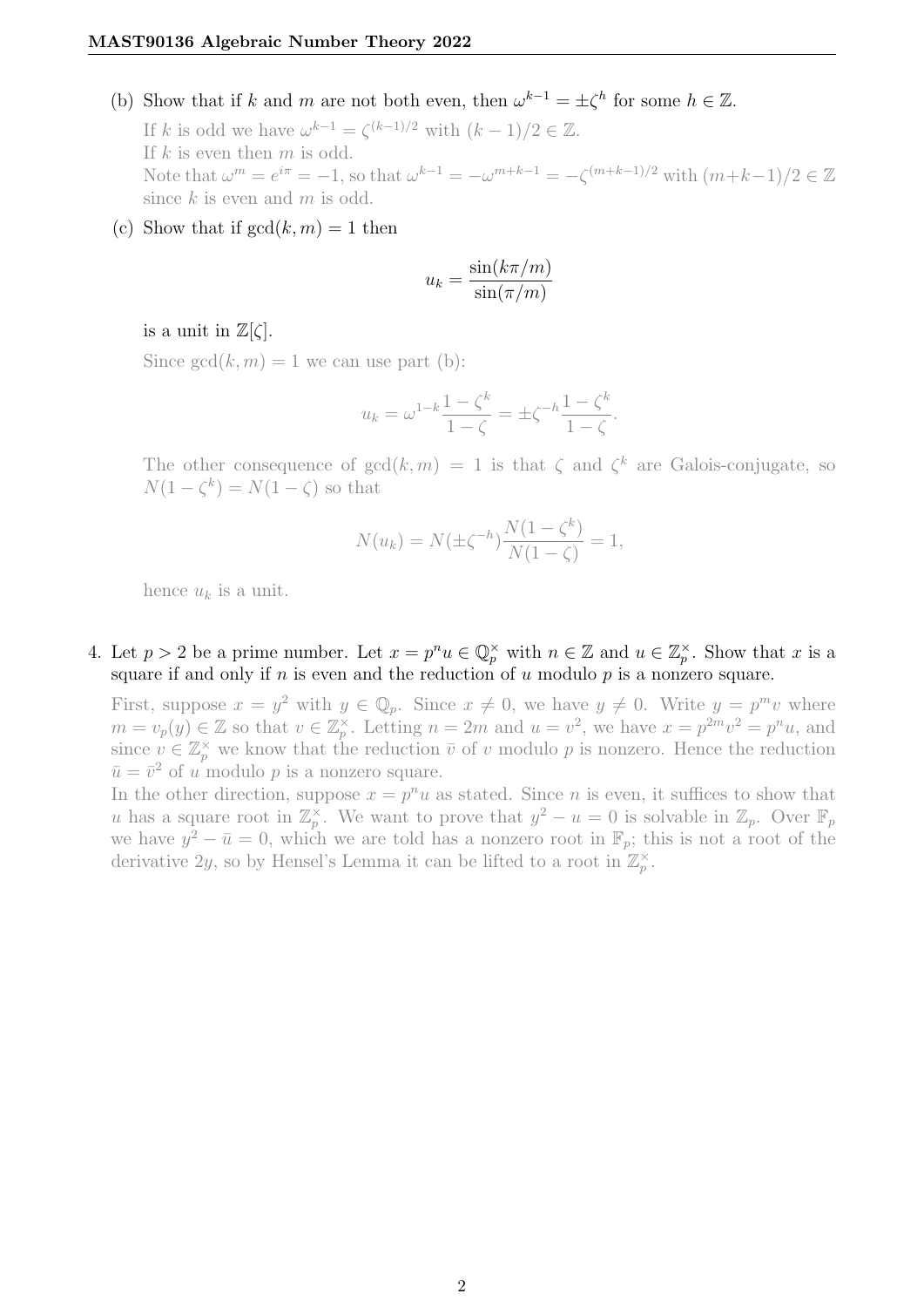(b) Show that if $k$ and $m$ are not both even, then $\omega^{k-1} = \pm\zeta^h$ for some $h \in \mathbb{Z}$.

If $k$ is odd we have $\omega^{k-1} = \zeta^{(k-1)/2}$ with $(k-1)/2 \in \mathbb{Z}$.
If $k$ is even then $m$ is odd.
Note that $\omega^m = e^{i\pi} = -1$, so that $\omega^{k-1} = -\omega^{m+k-1} = -\zeta^{(m+k-1)/2}$ with $(m+k-1)/2 \in \mathbb{Z}$ since $k$ is even and $m$ is odd.

(c) Show that if $\gcd(k, m) = 1$ then

$$u_k = \frac{\sin(k\pi/m)}{\sin(\pi/m)}$$

is a unit in $\mathbb{Z}[\zeta]$.

Since $\gcd(k, m) = 1$ we can use part (b):

$$u_k = \omega^{1-k}\frac{1-\zeta^k}{1-\zeta} = \pm\zeta^{-h}\frac{1-\zeta^k}{1-\zeta}.$$

The other consequence of $\gcd(k, m) = 1$ is that $\zeta$ and $\zeta^k$ are Galois-conjugate, so $N(1-\zeta^k) = N(1-\zeta)$ so that

$$N(u_k) = N(\pm\zeta^{-h})\frac{N(1-\zeta^k)}{N(1-\zeta)} = 1,$$

hence $u_k$ is a unit.

4. Let $p > 2$ be a prime number. Let $x = p^n u \in \mathbb{Q}_p^\times$ with $n \in \mathbb{Z}$ and $u \in \mathbb{Z}_p^\times$. Show that $x$ is a square if and only if $n$ is even and the reduction of $u$ modulo $p$ is a nonzero square.

First, suppose $x = y^2$ with $y \in \mathbb{Q}_p$. Since $x \neq 0$, we have $y \neq 0$. Write $y = p^m v$ where $m = v_p(y) \in \mathbb{Z}$ so that $v \in \mathbb{Z}_p^\times$. Letting $n = 2m$ and $u = v^2$, we have $x = p^{2m}v^2 = p^n u$, and since $v \in \mathbb{Z}_p^\times$ we know that the reduction $\bar{v}$ of $v$ modulo $p$ is nonzero. Hence the reduction $\bar{u} = \bar{v}^2$ of $u$ modulo $p$ is a nonzero square.
In the other direction, suppose $x = p^n u$ as stated. Since $n$ is even, it suffices to show that $u$ has a square root in $\mathbb{Z}_p^\times$. We want to prove that $y^2 - u = 0$ is solvable in $\mathbb{Z}_p$. Over $\mathbb{F}_p$ we have $y^2 - \bar{u} = 0$, which we are told has a nonzero root in $\mathbb{F}_p$; this is not a root of the derivative $2y$, so by Hensel's Lemma it can be lifted to a root in $\mathbb{Z}_p^\times$.